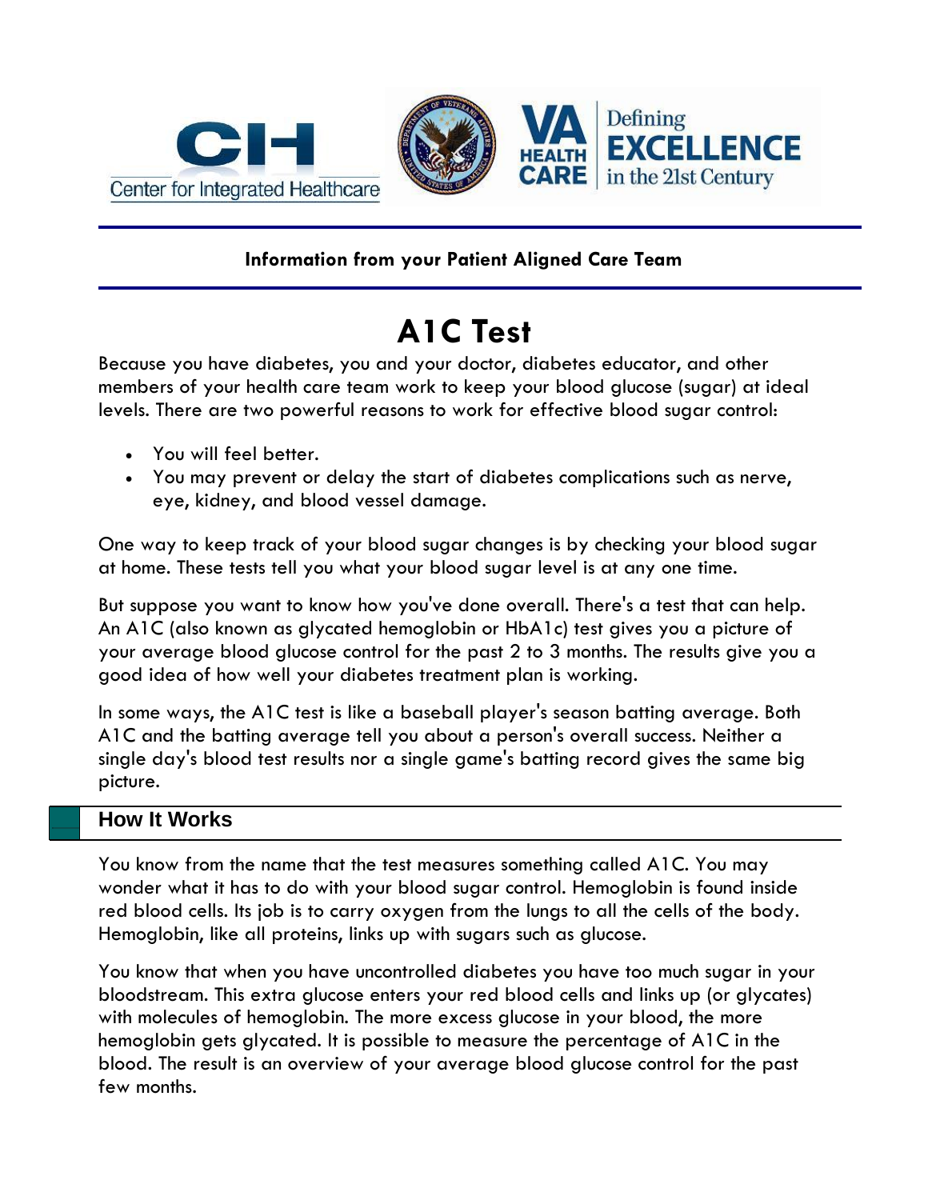Center for Integrated Healthcare

VA HEALTH CARE — Defining EXCELLENCE in the 21st Century

**Information from your Patient Aligned Care Team**

# A1C Test

Because you have diabetes, you and your doctor, diabetes educator, and other members of your health care team work to keep your blood glucose (sugar) at ideal levels. There are two powerful reasons to work for effective blood sugar control:

- You will feel better.
- You may prevent or delay the start of diabetes complications such as nerve, eye, kidney, and blood vessel damage.

One way to keep track of your blood sugar changes is by checking your blood sugar at home. These tests tell you what your blood sugar level is at any one time.

But suppose you want to know how you've done overall. There's a test that can help. An A1C (also known as glycated hemoglobin or HbA1c) test gives you a picture of your average blood glucose control for the past 2 to 3 months. The results give you a good idea of how well your diabetes treatment plan is working.

In some ways, the A1C test is like a baseball player's season batting average. Both A1C and the batting average tell you about a person's overall success. Neither a single day's blood test results nor a single game's batting record gives the same big picture.

## How It Works

You know from the name that the test measures something called A1C. You may wonder what it has to do with your blood sugar control. Hemoglobin is found inside red blood cells. Its job is to carry oxygen from the lungs to all the cells of the body. Hemoglobin, like all proteins, links up with sugars such as glucose.

You know that when you have uncontrolled diabetes you have too much sugar in your bloodstream. This extra glucose enters your red blood cells and links up (or glycates) with molecules of hemoglobin. The more excess glucose in your blood, the more hemoglobin gets glycated. It is possible to measure the percentage of A1C in the blood. The result is an overview of your average blood glucose control for the past few months.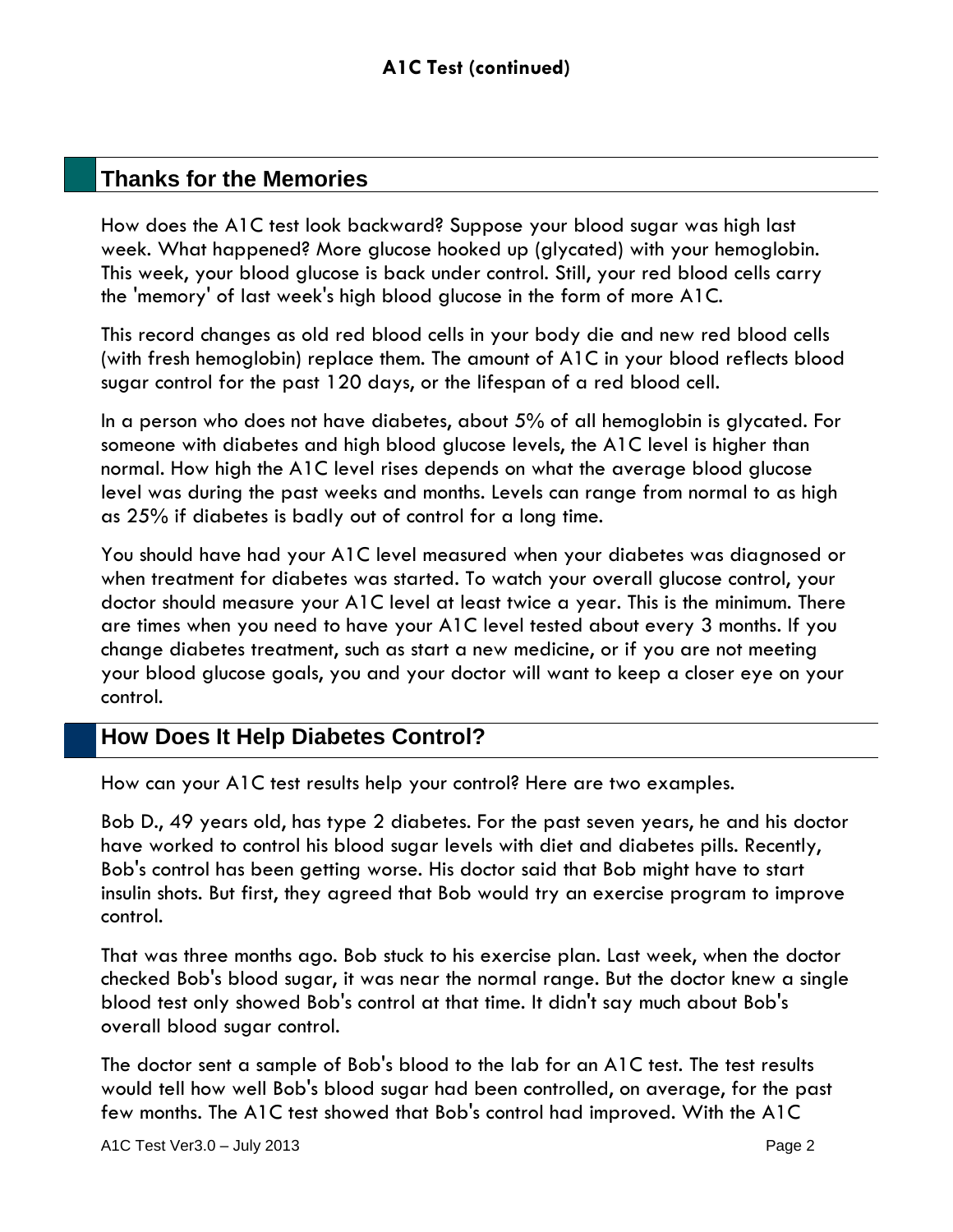## Thanks for the Memories

How does the A1C test look backward? Suppose your blood sugar was high last week. What happened? More glucose hooked up (glycated) with your hemoglobin. This week, your blood glucose is back under control. Still, your red blood cells carry the 'memory' of last week's high blood glucose in the form of more A1C.

This record changes as old red blood cells in your body die and new red blood cells (with fresh hemoglobin) replace them. The amount of A1C in your blood reflects blood sugar control for the past 120 days, or the lifespan of a red blood cell.

In a person who does not have diabetes, about 5% of all hemoglobin is glycated. For someone with diabetes and high blood glucose levels, the A1C level is higher than normal. How high the A1C level rises depends on what the average blood glucose level was during the past weeks and months. Levels can range from normal to as high as 25% if diabetes is badly out of control for a long time.

You should have had your A1C level measured when your diabetes was diagnosed or when treatment for diabetes was started. To watch your overall glucose control, your doctor should measure your A1C level at least twice a year. This is the minimum. There are times when you need to have your A1C level tested about every 3 months. If you change diabetes treatment, such as start a new medicine, or if you are not meeting your blood glucose goals, you and your doctor will want to keep a closer eye on your control.

## How Does It Help Diabetes Control?

How can your A1C test results help your control? Here are two examples.

Bob D., 49 years old, has type 2 diabetes. For the past seven years, he and his doctor have worked to control his blood sugar levels with diet and diabetes pills. Recently, Bob's control has been getting worse. His doctor said that Bob might have to start insulin shots. But first, they agreed that Bob would try an exercise program to improve control.

That was three months ago. Bob stuck to his exercise plan. Last week, when the doctor checked Bob's blood sugar, it was near the normal range. But the doctor knew a single blood test only showed Bob's control at that time. It didn't say much about Bob's overall blood sugar control.

The doctor sent a sample of Bob's blood to the lab for an A1C test. The test results would tell how well Bob's blood sugar had been controlled, on average, for the past few months. The A1C test showed that Bob's control had improved. With the A1C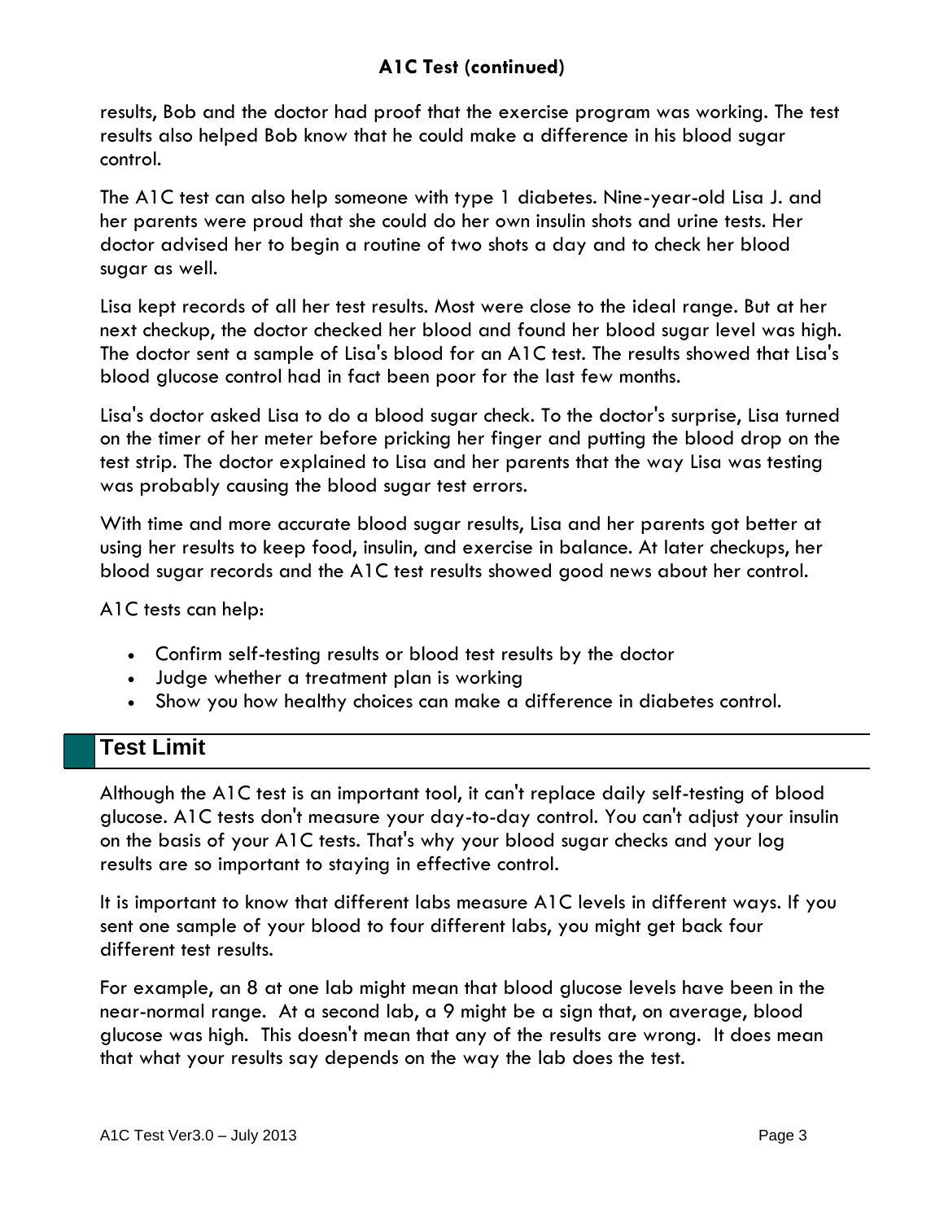results, Bob and the doctor had proof that the exercise program was working. The test results also helped Bob know that he could make a difference in his blood sugar control.

The A1C test can also help someone with type 1 diabetes. Nine-year-old Lisa J. and her parents were proud that she could do her own insulin shots and urine tests. Her doctor advised her to begin a routine of two shots a day and to check her blood sugar as well.

Lisa kept records of all her test results. Most were close to the ideal range. But at her next checkup, the doctor checked her blood and found her blood sugar level was high. The doctor sent a sample of Lisa's blood for an A1C test. The results showed that Lisa's blood glucose control had in fact been poor for the last few months.

Lisa's doctor asked Lisa to do a blood sugar check. To the doctor's surprise, Lisa turned on the timer of her meter before pricking her finger and putting the blood drop on the test strip. The doctor explained to Lisa and her parents that the way Lisa was testing was probably causing the blood sugar test errors.

With time and more accurate blood sugar results, Lisa and her parents got better at using her results to keep food, insulin, and exercise in balance. At later checkups, her blood sugar records and the A1C test results showed good news about her control.

A1C tests can help:

- Confirm self-testing results or blood test results by the doctor
- Judge whether a treatment plan is working
- Show you how healthy choices can make a difference in diabetes control.

## Test Limit

Although the A1C test is an important tool, it can't replace daily self-testing of blood glucose. A1C tests don't measure your day-to-day control. You can't adjust your insulin on the basis of your A1C tests. That's why your blood sugar checks and your log results are so important to staying in effective control.

It is important to know that different labs measure A1C levels in different ways. If you sent one sample of your blood to four different labs, you might get back four different test results.

For example, an 8 at one lab might mean that blood glucose levels have been in the near-normal range. At a second lab, a 9 might be a sign that, on average, blood glucose was high. This doesn't mean that any of the results are wrong. It does mean that what your results say depends on the way the lab does the test.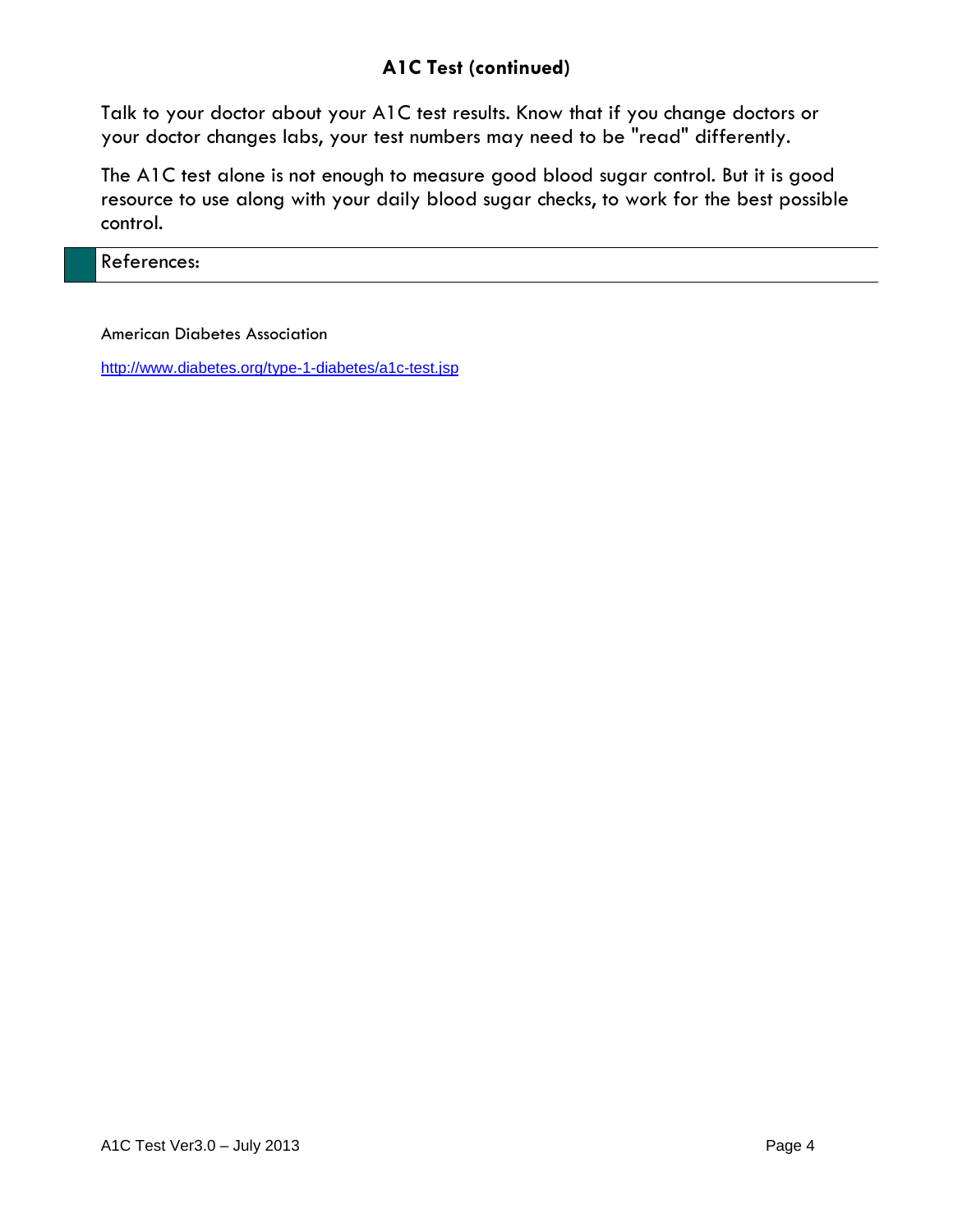## A1C Test (continued)

Talk to your doctor about your A1C test results. Know that if you change doctors or your doctor changes labs, your test numbers may need to be "read" differently.

The A1C test alone is not enough to measure good blood sugar control. But it is good resource to use along with your daily blood sugar checks, to work for the best possible control.

### References:

American Diabetes Association

http://www.diabetes.org/type-1-diabetes/a1c-test.jsp